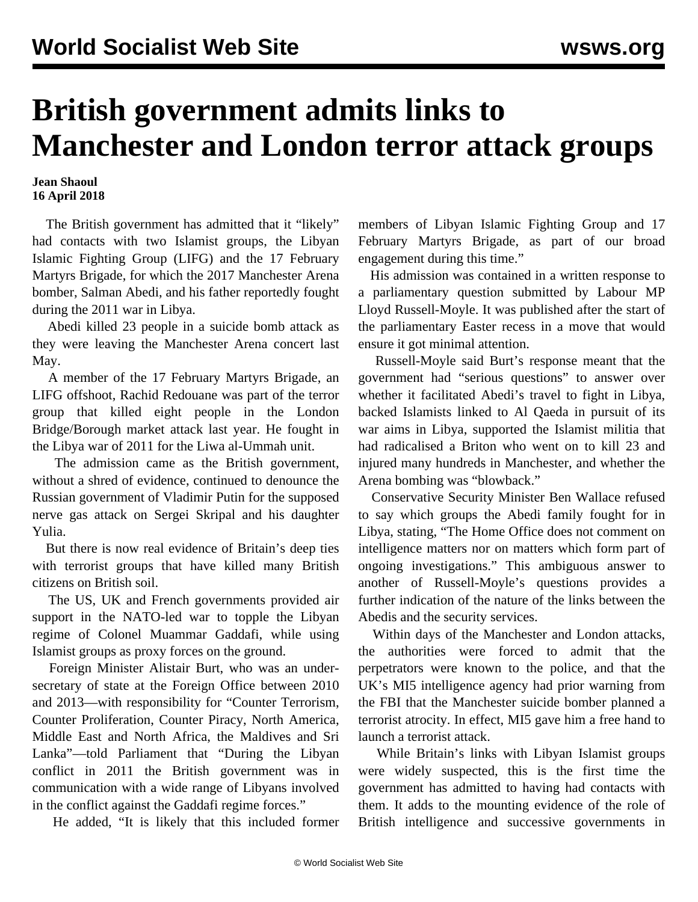# British government admits links to Manchester and London terror attack groups

**Jean Shaoul**
**16 April 2018**

The British government has admitted that it "likely" had contacts with two Islamist groups, the Libyan Islamic Fighting Group (LIFG) and the 17 February Martyrs Brigade, for which the 2017 Manchester Arena bomber, Salman Abedi, and his father reportedly fought during the 2011 war in Libya.

Abedi killed 23 people in a suicide bomb attack as they were leaving the Manchester Arena concert last May.

A member of the 17 February Martyrs Brigade, an LIFG offshoot, Rachid Redouane was part of the terror group that killed eight people in the London Bridge/Borough market attack last year. He fought in the Libya war of 2011 for the Liwa al-Ummah unit.

The admission came as the British government, without a shred of evidence, continued to denounce the Russian government of Vladimir Putin for the supposed nerve gas attack on Sergei Skripal and his daughter Yulia.

But there is now real evidence of Britain's deep ties with terrorist groups that have killed many British citizens on British soil.

The US, UK and French governments provided air support in the NATO-led war to topple the Libyan regime of Colonel Muammar Gaddafi, while using Islamist groups as proxy forces on the ground.

Foreign Minister Alistair Burt, who was an under-secretary of state at the Foreign Office between 2010 and 2013—with responsibility for "Counter Terrorism, Counter Proliferation, Counter Piracy, North America, Middle East and North Africa, the Maldives and Sri Lanka"—told Parliament that "During the Libyan conflict in 2011 the British government was in communication with a wide range of Libyans involved in the conflict against the Gaddafi regime forces."

He added, "It is likely that this included former members of Libyan Islamic Fighting Group and 17 February Martyrs Brigade, as part of our broad engagement during this time."

His admission was contained in a written response to a parliamentary question submitted by Labour MP Lloyd Russell-Moyle. It was published after the start of the parliamentary Easter recess in a move that would ensure it got minimal attention.

Russell-Moyle said Burt's response meant that the government had "serious questions" to answer over whether it facilitated Abedi's travel to fight in Libya, backed Islamists linked to Al Qaeda in pursuit of its war aims in Libya, supported the Islamist militia that had radicalised a Briton who went on to kill 23 and injured many hundreds in Manchester, and whether the Arena bombing was "blowback."

Conservative Security Minister Ben Wallace refused to say which groups the Abedi family fought for in Libya, stating, "The Home Office does not comment on intelligence matters nor on matters which form part of ongoing investigations." This ambiguous answer to another of Russell-Moyle's questions provides a further indication of the nature of the links between the Abedis and the security services.

Within days of the Manchester and London attacks, the authorities were forced to admit that the perpetrators were known to the police, and that the UK's MI5 intelligence agency had prior warning from the FBI that the Manchester suicide bomber planned a terrorist atrocity. In effect, MI5 gave him a free hand to launch a terrorist attack.

While Britain's links with Libyan Islamist groups were widely suspected, this is the first time the government has admitted to having had contacts with them. It adds to the mounting evidence of the role of British intelligence and successive governments in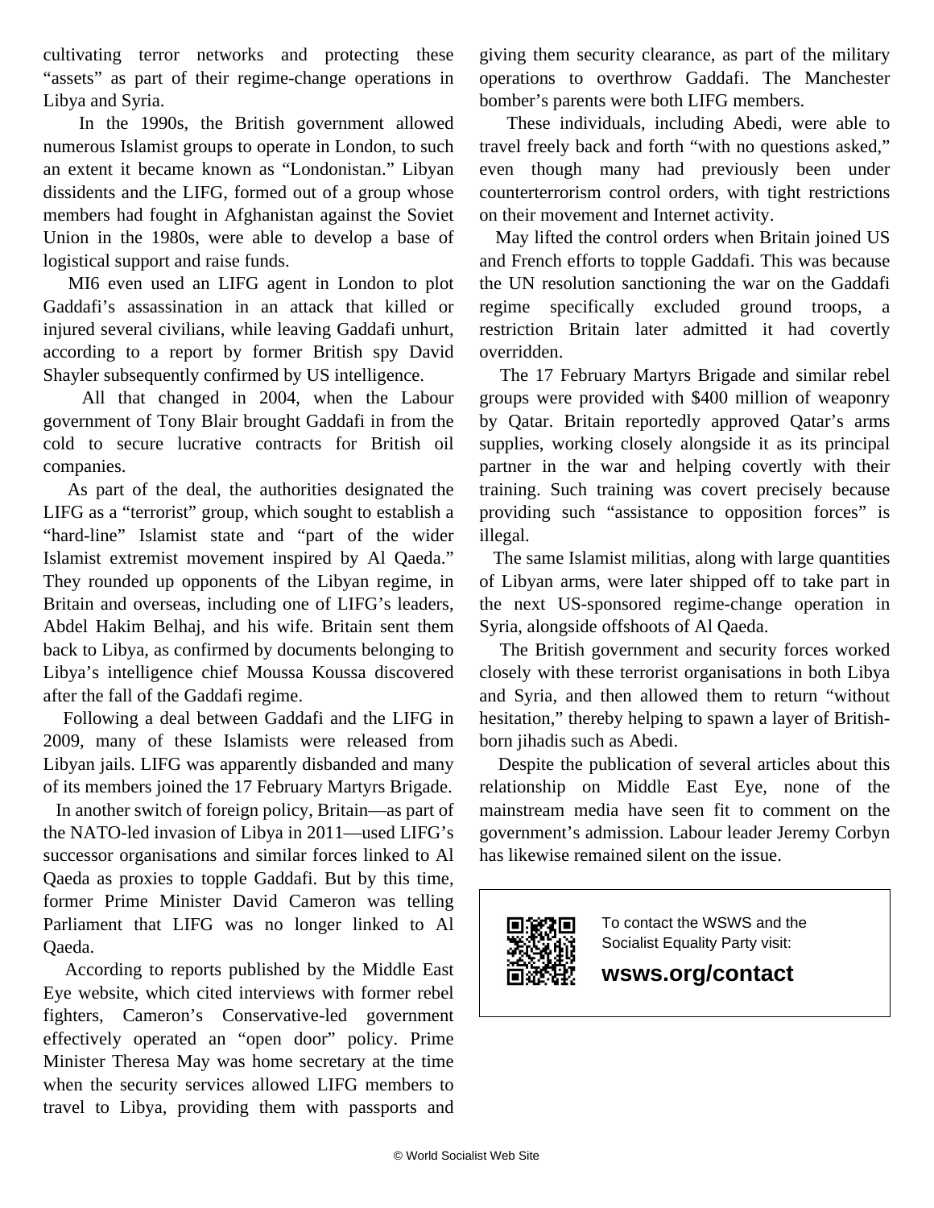cultivating terror networks and protecting these "assets" as part of their regime-change operations in Libya and Syria.

In the 1990s, the British government allowed numerous Islamist groups to operate in London, to such an extent it became known as "Londonistan." Libyan dissidents and the LIFG, formed out of a group whose members had fought in Afghanistan against the Soviet Union in the 1980s, were able to develop a base of logistical support and raise funds.

MI6 even used an LIFG agent in London to plot Gaddafi's assassination in an attack that killed or injured several civilians, while leaving Gaddafi unhurt, according to a report by former British spy David Shayler subsequently confirmed by US intelligence.

All that changed in 2004, when the Labour government of Tony Blair brought Gaddafi in from the cold to secure lucrative contracts for British oil companies.

As part of the deal, the authorities designated the LIFG as a "terrorist" group, which sought to establish a "hard-line" Islamist state and "part of the wider Islamist extremist movement inspired by Al Qaeda." They rounded up opponents of the Libyan regime, in Britain and overseas, including one of LIFG's leaders, Abdel Hakim Belhaj, and his wife. Britain sent them back to Libya, as confirmed by documents belonging to Libya's intelligence chief Moussa Koussa discovered after the fall of the Gaddafi regime.

Following a deal between Gaddafi and the LIFG in 2009, many of these Islamists were released from Libyan jails. LIFG was apparently disbanded and many of its members joined the 17 February Martyrs Brigade.

In another switch of foreign policy, Britain—as part of the NATO-led invasion of Libya in 2011—used LIFG's successor organisations and similar forces linked to Al Qaeda as proxies to topple Gaddafi. But by this time, former Prime Minister David Cameron was telling Parliament that LIFG was no longer linked to Al Qaeda.

According to reports published by the Middle East Eye website, which cited interviews with former rebel fighters, Cameron's Conservative-led government effectively operated an "open door" policy. Prime Minister Theresa May was home secretary at the time when the security services allowed LIFG members to travel to Libya, providing them with passports and giving them security clearance, as part of the military operations to overthrow Gaddafi. The Manchester bomber's parents were both LIFG members.

These individuals, including Abedi, were able to travel freely back and forth "with no questions asked," even though many had previously been under counterterrorism control orders, with tight restrictions on their movement and Internet activity.

May lifted the control orders when Britain joined US and French efforts to topple Gaddafi. This was because the UN resolution sanctioning the war on the Gaddafi regime specifically excluded ground troops, a restriction Britain later admitted it had covertly overridden.

The 17 February Martyrs Brigade and similar rebel groups were provided with $400 million of weaponry by Qatar. Britain reportedly approved Qatar's arms supplies, working closely alongside it as its principal partner in the war and helping covertly with their training. Such training was covert precisely because providing such "assistance to opposition forces" is illegal.

The same Islamist militias, along with large quantities of Libyan arms, were later shipped off to take part in the next US-sponsored regime-change operation in Syria, alongside offshoots of Al Qaeda.

The British government and security forces worked closely with these terrorist organisations in both Libya and Syria, and then allowed them to return "without hesitation," thereby helping to spawn a layer of British-born jihadis such as Abedi.

Despite the publication of several articles about this relationship on Middle East Eye, none of the mainstream media have seen fit to comment on the government's admission. Labour leader Jeremy Corbyn has likewise remained silent on the issue.

To contact the WSWS and the Socialist Equality Party visit:

**wsws.org/contact**